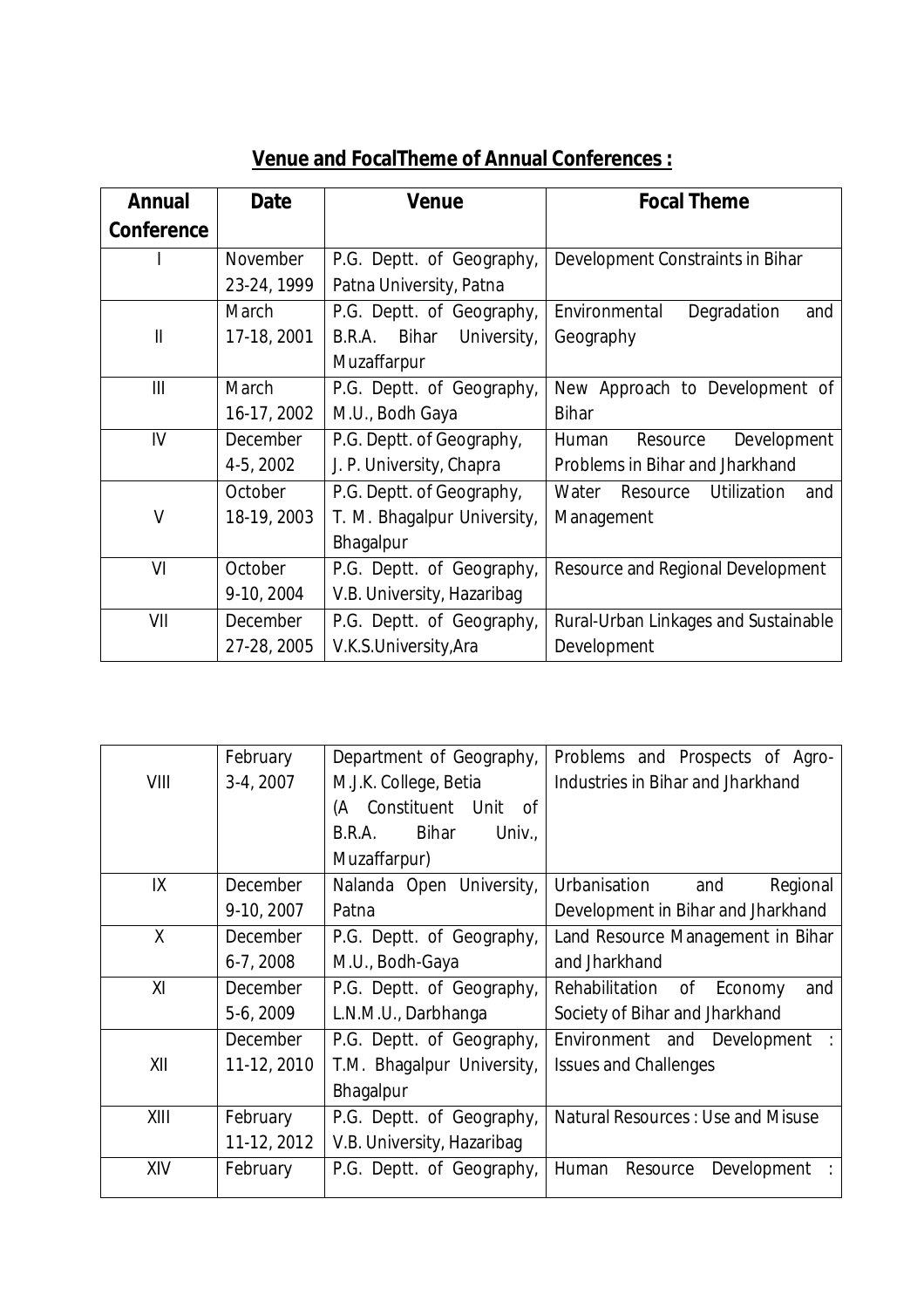## Venue and FocalTheme of Annual Conferences :

| Annual Conference | Date | Venue | Focal Theme |
|---|---|---|---|
| I | November 23-24, 1999 | P.G. Deptt. of Geography, Patna University, Patna | Development Constraints in Bihar |
| II | March 17-18, 2001 | P.G. Deptt. of Geography, B.R.A. Bihar University, Muzaffarpur | Environmental Degradation and Geography |
| III | March 16-17, 2002 | P.G. Deptt. of Geography, M.U., Bodh Gaya | New Approach to Development of Bihar |
| IV | December 4-5, 2002 | P.G. Deptt. of Geography, J. P. University, Chapra | Human Resource Development Problems in Bihar and Jharkhand |
| V | October 18-19, 2003 | P.G. Deptt. of Geography, T. M. Bhagalpur University, Bhagalpur | Water Resource Utilization and Management |
| VI | October 9-10, 2004 | P.G. Deptt. of Geography, V.B. University, Hazaribag | Resource and Regional Development |
| VII | December 27-28, 2005 | P.G. Deptt. of Geography, V.K.S.University,Ara | Rural-Urban Linkages and Sustainable Development |
| VIII | February 3-4, 2007 | Department of Geography, M.J.K. College, Betia (A Constituent Unit of B.R.A. Bihar Univ., Muzaffarpur) | Problems and Prospects of Agro-Industries in Bihar and Jharkhand |
| IX | December 9-10, 2007 | Nalanda Open University, Patna | Urbanisation and Regional Development in Bihar and Jharkhand |
| X | December 6-7, 2008 | P.G. Deptt. of Geography, M.U., Bodh-Gaya | Land Resource Management in Bihar and Jharkhand |
| XI | December 5-6, 2009 | P.G. Deptt. of Geography, L.N.M.U., Darbhanga | Rehabilitation of Economy and Society of Bihar and Jharkhand |
| XII | December 11-12, 2010 | P.G. Deptt. of Geography, T.M. Bhagalpur University, Bhagalpur | Environment and Development : Issues and Challenges |
| XIII | February 11-12, 2012 | P.G. Deptt. of Geography, V.B. University, Hazaribag | Natural Resources : Use and Misuse |
| XIV | February | P.G. Deptt. of Geography, | Human Resource Development : |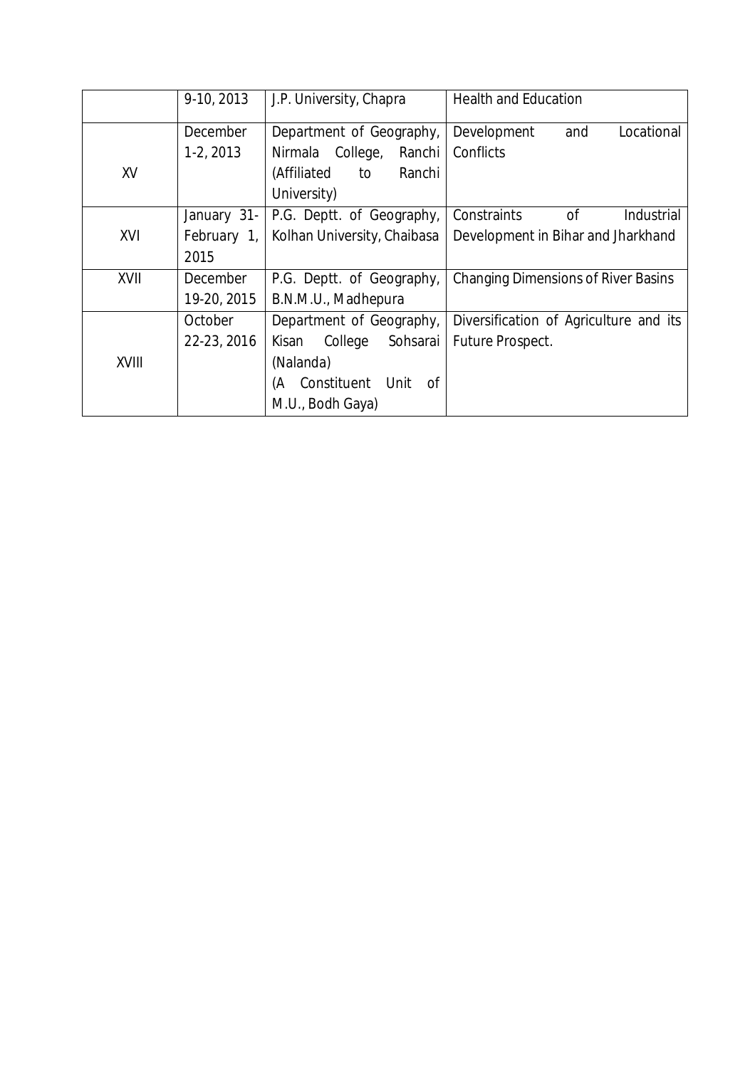| | | | |
|---|---|---|---|
| | 9-10, 2013 | J.P. University, Chapra | Health and Education |
| XV | December 1-2, 2013 | Department of Geography, Nirmala College, Ranchi (Affiliated to Ranchi University) | Development and Locational Conflicts |
| XVI | January 31-February 1, 2015 | P.G. Deptt. of Geography, Kolhan University, Chaibasa | Constraints of Industrial Development in Bihar and Jharkhand |
| XVII | December 19-20, 2015 | P.G. Deptt. of Geography, B.N.M.U., Madhepura | Changing Dimensions of River Basins |
| XVIII | October 22-23, 2016 | Department of Geography, Kisan College Sohsarai (Nalanda) (A Constituent Unit of M.U., Bodh Gaya) | Diversification of Agriculture and its Future Prospect. |